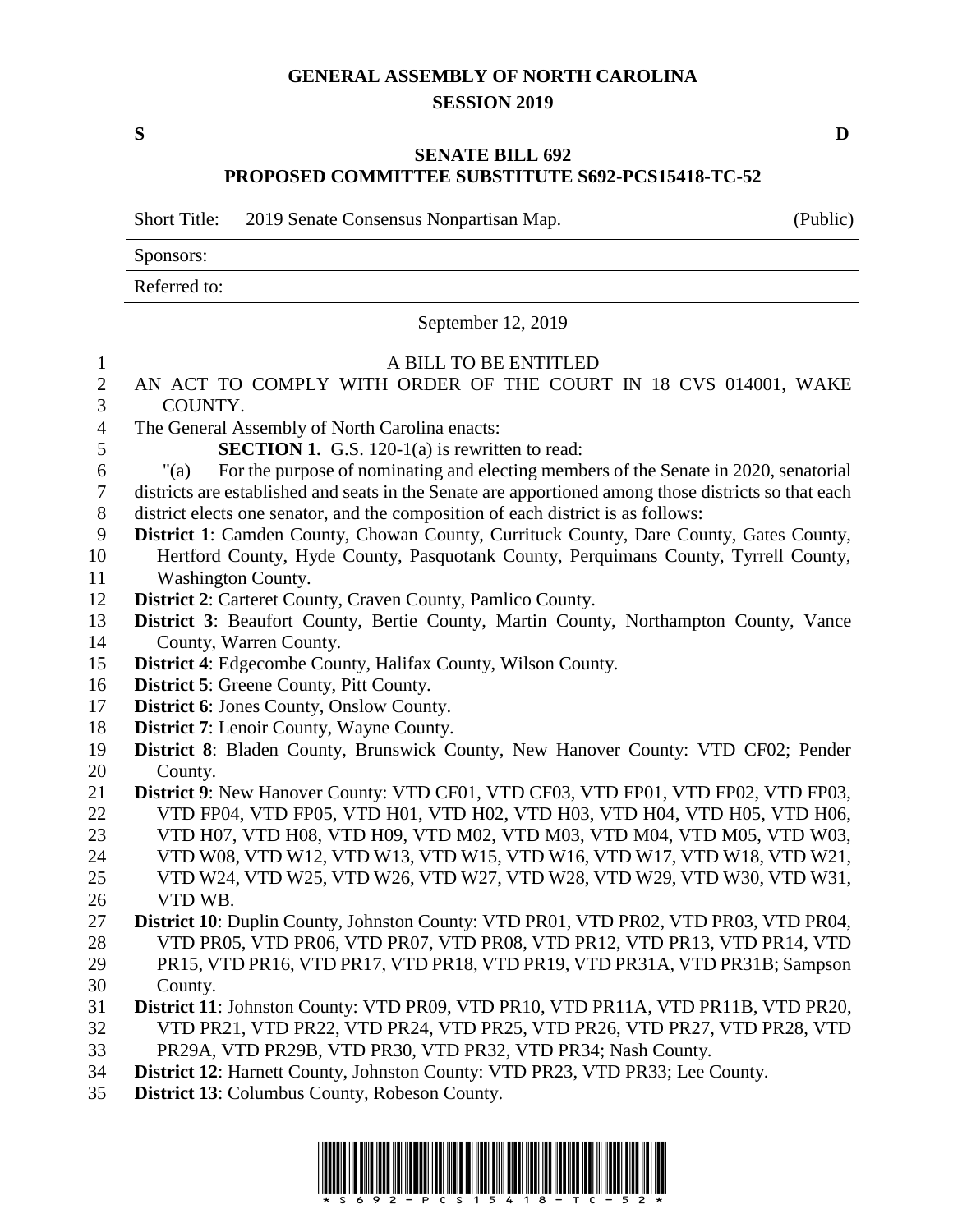# GENERAL ASSEMBLY OF NORTH CAROLINA
## SESSION 2019

**S** **D**

## SENATE BILL 692
## PROPOSED COMMITTEE SUBSTITUTE S692-PCS15418-TC-52

Short Title: 2019 Senate Consensus Nonpartisan Map. (Public)

Sponsors:

Referred to:

September 12, 2019

A BILL TO BE ENTITLED

AN ACT TO COMPLY WITH ORDER OF THE COURT IN 18 CVS 014001, WAKE COUNTY.

The General Assembly of North Carolina enacts:

**SECTION 1.** G.S. 120-1(a) is rewritten to read:

"(a) For the purpose of nominating and electing members of the Senate in 2020, senatorial districts are established and seats in the Senate are apportioned among those districts so that each district elects one senator, and the composition of each district is as follows:

**District 1**: Camden County, Chowan County, Currituck County, Dare County, Gates County, Hertford County, Hyde County, Pasquotank County, Perquimans County, Tyrrell County, Washington County.

**District 2**: Carteret County, Craven County, Pamlico County.

**District 3**: Beaufort County, Bertie County, Martin County, Northampton County, Vance County, Warren County.

**District 4**: Edgecombe County, Halifax County, Wilson County.

**District 5**: Greene County, Pitt County.

**District 6**: Jones County, Onslow County.

**District 7**: Lenoir County, Wayne County.

**District 8**: Bladen County, Brunswick County, New Hanover County: VTD CF02; Pender County.

**District 9**: New Hanover County: VTD CF01, VTD CF03, VTD FP01, VTD FP02, VTD FP03, VTD FP04, VTD FP05, VTD H01, VTD H02, VTD H03, VTD H04, VTD H05, VTD H06, VTD H07, VTD H08, VTD H09, VTD M02, VTD M03, VTD M04, VTD M05, VTD W03, VTD W08, VTD W12, VTD W13, VTD W15, VTD W16, VTD W17, VTD W18, VTD W21, VTD W24, VTD W25, VTD W26, VTD W27, VTD W28, VTD W29, VTD W30, VTD W31, VTD WB.

**District 10**: Duplin County, Johnston County: VTD PR01, VTD PR02, VTD PR03, VTD PR04, VTD PR05, VTD PR06, VTD PR07, VTD PR08, VTD PR12, VTD PR13, VTD PR14, VTD PR15, VTD PR16, VTD PR17, VTD PR18, VTD PR19, VTD PR31A, VTD PR31B; Sampson County.

**District 11**: Johnston County: VTD PR09, VTD PR10, VTD PR11A, VTD PR11B, VTD PR20, VTD PR21, VTD PR22, VTD PR24, VTD PR25, VTD PR26, VTD PR27, VTD PR28, VTD PR29A, VTD PR29B, VTD PR30, VTD PR32, VTD PR34; Nash County.

**District 12**: Harnett County, Johnston County: VTD PR23, VTD PR33; Lee County.

**District 13**: Columbus County, Robeson County.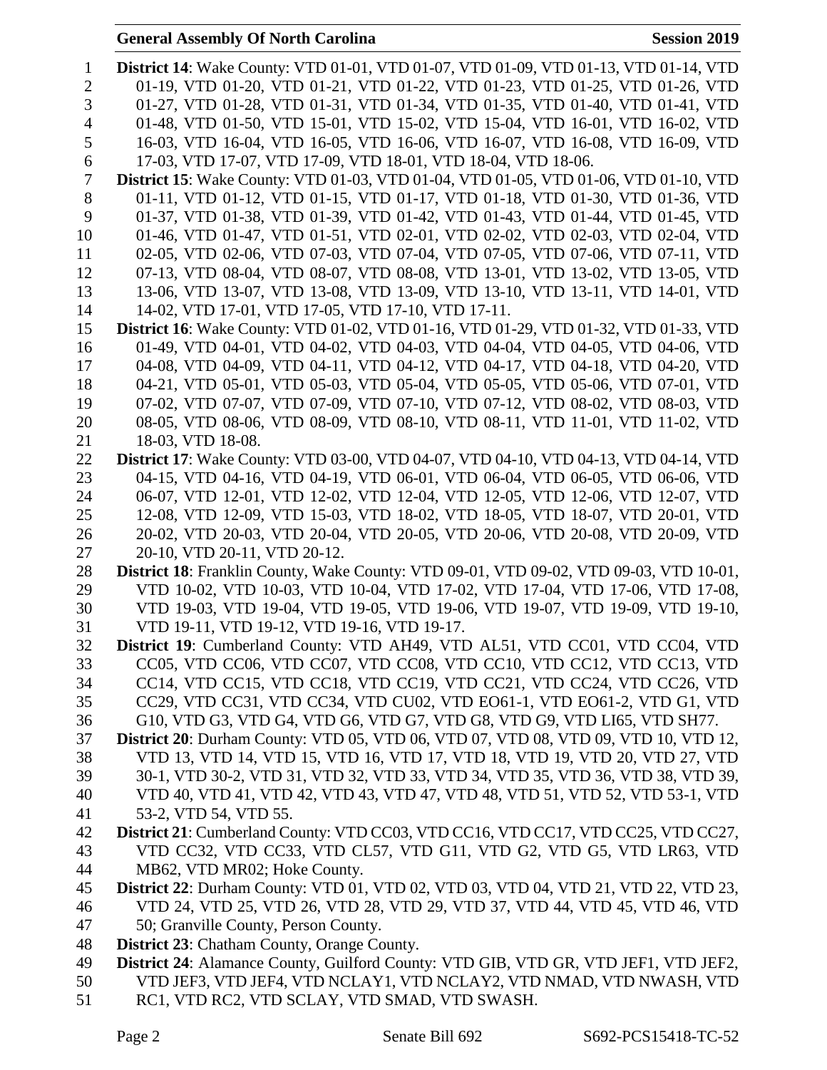**District 14**: Wake County: VTD 01-01, VTD 01-07, VTD 01-09, VTD 01-13, VTD 01-14, VTD 01-19, VTD 01-20, VTD 01-21, VTD 01-22, VTD 01-23, VTD 01-25, VTD 01-26, VTD 01-27, VTD 01-28, VTD 01-31, VTD 01-34, VTD 01-35, VTD 01-40, VTD 01-41, VTD 01-48, VTD 01-50, VTD 15-01, VTD 15-02, VTD 15-04, VTD 16-01, VTD 16-02, VTD 16-03, VTD 16-04, VTD 16-05, VTD 16-06, VTD 16-07, VTD 16-08, VTD 16-09, VTD 17-03, VTD 17-07, VTD 17-09, VTD 18-01, VTD 18-04, VTD 18-06.

**District 15**: Wake County: VTD 01-03, VTD 01-04, VTD 01-05, VTD 01-06, VTD 01-10, VTD 01-11, VTD 01-12, VTD 01-15, VTD 01-17, VTD 01-18, VTD 01-30, VTD 01-36, VTD 01-37, VTD 01-38, VTD 01-39, VTD 01-42, VTD 01-43, VTD 01-44, VTD 01-45, VTD 01-46, VTD 01-47, VTD 01-51, VTD 02-01, VTD 02-02, VTD 02-03, VTD 02-04, VTD 02-05, VTD 02-06, VTD 07-03, VTD 07-04, VTD 07-05, VTD 07-06, VTD 07-11, VTD 07-13, VTD 08-04, VTD 08-07, VTD 08-08, VTD 13-01, VTD 13-02, VTD 13-05, VTD 13-06, VTD 13-07, VTD 13-08, VTD 13-09, VTD 13-10, VTD 13-11, VTD 14-01, VTD 14-02, VTD 17-01, VTD 17-05, VTD 17-10, VTD 17-11.

**District 16**: Wake County: VTD 01-02, VTD 01-16, VTD 01-29, VTD 01-32, VTD 01-33, VTD 01-49, VTD 04-01, VTD 04-02, VTD 04-03, VTD 04-04, VTD 04-05, VTD 04-06, VTD 04-08, VTD 04-09, VTD 04-11, VTD 04-12, VTD 04-17, VTD 04-18, VTD 04-20, VTD 04-21, VTD 05-01, VTD 05-03, VTD 05-04, VTD 05-05, VTD 05-06, VTD 07-01, VTD 07-02, VTD 07-07, VTD 07-09, VTD 07-10, VTD 07-12, VTD 08-02, VTD 08-03, VTD 08-05, VTD 08-06, VTD 08-09, VTD 08-10, VTD 08-11, VTD 11-01, VTD 11-02, VTD 18-03, VTD 18-08.

**District 17**: Wake County: VTD 03-00, VTD 04-07, VTD 04-10, VTD 04-13, VTD 04-14, VTD 04-15, VTD 04-16, VTD 04-19, VTD 06-01, VTD 06-04, VTD 06-05, VTD 06-06, VTD 06-07, VTD 12-01, VTD 12-02, VTD 12-04, VTD 12-05, VTD 12-06, VTD 12-07, VTD 12-08, VTD 12-09, VTD 15-03, VTD 18-02, VTD 18-05, VTD 18-07, VTD 20-01, VTD 20-02, VTD 20-03, VTD 20-04, VTD 20-05, VTD 20-06, VTD 20-08, VTD 20-09, VTD 20-10, VTD 20-11, VTD 20-12.

**District 18**: Franklin County, Wake County: VTD 09-01, VTD 09-02, VTD 09-03, VTD 10-01, VTD 10-02, VTD 10-03, VTD 10-04, VTD 17-02, VTD 17-04, VTD 17-06, VTD 17-08, VTD 19-03, VTD 19-04, VTD 19-05, VTD 19-06, VTD 19-07, VTD 19-09, VTD 19-10, VTD 19-11, VTD 19-12, VTD 19-16, VTD 19-17.

**District 19**: Cumberland County: VTD AH49, VTD AL51, VTD CC01, VTD CC04, VTD CC05, VTD CC06, VTD CC07, VTD CC08, VTD CC10, VTD CC12, VTD CC13, VTD CC14, VTD CC15, VTD CC18, VTD CC19, VTD CC21, VTD CC24, VTD CC26, VTD CC29, VTD CC31, VTD CC34, VTD CU02, VTD EO61-1, VTD EO61-2, VTD G1, VTD G10, VTD G3, VTD G4, VTD G6, VTD G7, VTD G8, VTD G9, VTD LI65, VTD SH77.

**District 20**: Durham County: VTD 05, VTD 06, VTD 07, VTD 08, VTD 09, VTD 10, VTD 12, VTD 13, VTD 14, VTD 15, VTD 16, VTD 17, VTD 18, VTD 19, VTD 20, VTD 27, VTD 30-1, VTD 30-2, VTD 31, VTD 32, VTD 33, VTD 34, VTD 35, VTD 36, VTD 38, VTD 39, VTD 40, VTD 41, VTD 42, VTD 43, VTD 47, VTD 48, VTD 51, VTD 52, VTD 53-1, VTD 53-2, VTD 54, VTD 55.

**District 21**: Cumberland County: VTD CC03, VTD CC16, VTD CC17, VTD CC25, VTD CC27, VTD CC32, VTD CC33, VTD CL57, VTD G11, VTD G2, VTD G5, VTD LR63, VTD MB62, VTD MR02; Hoke County.

**District 22**: Durham County: VTD 01, VTD 02, VTD 03, VTD 04, VTD 21, VTD 22, VTD 23, VTD 24, VTD 25, VTD 26, VTD 28, VTD 29, VTD 37, VTD 44, VTD 45, VTD 46, VTD 50; Granville County, Person County.

**District 23**: Chatham County, Orange County.

**District 24**: Alamance County, Guilford County: VTD GIB, VTD GR, VTD JEF1, VTD JEF2, VTD JEF3, VTD JEF4, VTD NCLAY1, VTD NCLAY2, VTD NMAD, VTD NWASH, VTD RC1, VTD RC2, VTD SCLAY, VTD SMAD, VTD SWASH.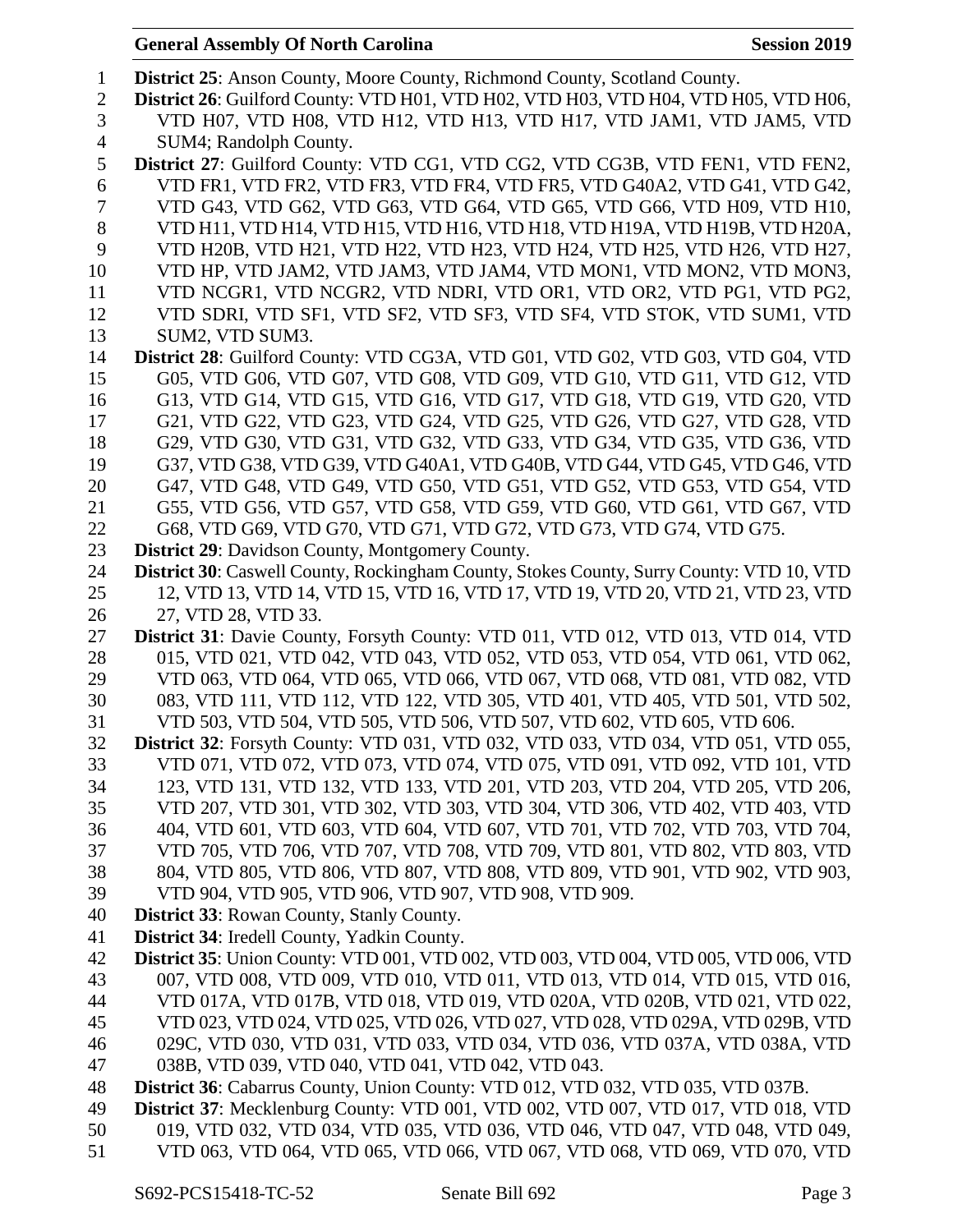**District 25**: Anson County, Moore County, Richmond County, Scotland County.

**District 26**: Guilford County: VTD H01, VTD H02, VTD H03, VTD H04, VTD H05, VTD H06, VTD H07, VTD H08, VTD H12, VTD H13, VTD H17, VTD JAM1, VTD JAM5, VTD SUM4; Randolph County.

**District 27**: Guilford County: VTD CG1, VTD CG2, VTD CG3B, VTD FEN1, VTD FEN2, VTD FR1, VTD FR2, VTD FR3, VTD FR4, VTD FR5, VTD G40A2, VTD G41, VTD G42, VTD G43, VTD G62, VTD G63, VTD G64, VTD G65, VTD G66, VTD H09, VTD H10, VTD H11, VTD H14, VTD H15, VTD H16, VTD H18, VTD H19A, VTD H19B, VTD H20A, VTD H20B, VTD H21, VTD H22, VTD H23, VTD H24, VTD H25, VTD H26, VTD H27, VTD HP, VTD JAM2, VTD JAM3, VTD JAM4, VTD MON1, VTD MON2, VTD MON3, VTD NCGR1, VTD NCGR2, VTD NDRI, VTD OR1, VTD OR2, VTD PG1, VTD PG2, VTD SDRI, VTD SF1, VTD SF2, VTD SF3, VTD SF4, VTD STOK, VTD SUM1, VTD SUM2, VTD SUM3.

**District 28**: Guilford County: VTD CG3A, VTD G01, VTD G02, VTD G03, VTD G04, VTD G05, VTD G06, VTD G07, VTD G08, VTD G09, VTD G10, VTD G11, VTD G12, VTD G13, VTD G14, VTD G15, VTD G16, VTD G17, VTD G18, VTD G19, VTD G20, VTD G21, VTD G22, VTD G23, VTD G24, VTD G25, VTD G26, VTD G27, VTD G28, VTD G29, VTD G30, VTD G31, VTD G32, VTD G33, VTD G34, VTD G35, VTD G36, VTD G37, VTD G38, VTD G39, VTD G40A1, VTD G40B, VTD G44, VTD G45, VTD G46, VTD G47, VTD G48, VTD G49, VTD G50, VTD G51, VTD G52, VTD G53, VTD G54, VTD G55, VTD G56, VTD G57, VTD G58, VTD G59, VTD G60, VTD G61, VTD G67, VTD G68, VTD G69, VTD G70, VTD G71, VTD G72, VTD G73, VTD G74, VTD G75.

**District 29**: Davidson County, Montgomery County.

**District 30**: Caswell County, Rockingham County, Stokes County, Surry County: VTD 10, VTD 12, VTD 13, VTD 14, VTD 15, VTD 16, VTD 17, VTD 19, VTD 20, VTD 21, VTD 23, VTD 27, VTD 28, VTD 33.

**District 31**: Davie County, Forsyth County: VTD 011, VTD 012, VTD 013, VTD 014, VTD 015, VTD 021, VTD 042, VTD 043, VTD 052, VTD 053, VTD 054, VTD 061, VTD 062, VTD 063, VTD 064, VTD 065, VTD 066, VTD 067, VTD 068, VTD 081, VTD 082, VTD 083, VTD 111, VTD 112, VTD 122, VTD 305, VTD 401, VTD 405, VTD 501, VTD 502, VTD 503, VTD 504, VTD 505, VTD 506, VTD 507, VTD 602, VTD 605, VTD 606.

**District 32**: Forsyth County: VTD 031, VTD 032, VTD 033, VTD 034, VTD 051, VTD 055, VTD 071, VTD 072, VTD 073, VTD 074, VTD 075, VTD 091, VTD 092, VTD 101, VTD 123, VTD 131, VTD 132, VTD 133, VTD 201, VTD 203, VTD 204, VTD 205, VTD 206, VTD 207, VTD 301, VTD 302, VTD 303, VTD 304, VTD 306, VTD 402, VTD 403, VTD 404, VTD 601, VTD 603, VTD 604, VTD 607, VTD 701, VTD 702, VTD 703, VTD 704, VTD 705, VTD 706, VTD 707, VTD 708, VTD 709, VTD 801, VTD 802, VTD 803, VTD 804, VTD 805, VTD 806, VTD 807, VTD 808, VTD 809, VTD 901, VTD 902, VTD 903, VTD 904, VTD 905, VTD 906, VTD 907, VTD 908, VTD 909.

**District 33**: Rowan County, Stanly County.

**District 34**: Iredell County, Yadkin County.

**District 35**: Union County: VTD 001, VTD 002, VTD 003, VTD 004, VTD 005, VTD 006, VTD 007, VTD 008, VTD 009, VTD 010, VTD 011, VTD 013, VTD 014, VTD 015, VTD 016, VTD 017A, VTD 017B, VTD 018, VTD 019, VTD 020A, VTD 020B, VTD 021, VTD 022, VTD 023, VTD 024, VTD 025, VTD 026, VTD 027, VTD 028, VTD 029A, VTD 029B, VTD 029C, VTD 030, VTD 031, VTD 033, VTD 034, VTD 036, VTD 037A, VTD 038A, VTD 038B, VTD 039, VTD 040, VTD 041, VTD 042, VTD 043.

**District 36**: Cabarrus County, Union County: VTD 012, VTD 032, VTD 035, VTD 037B.

**District 37**: Mecklenburg County: VTD 001, VTD 002, VTD 007, VTD 017, VTD 018, VTD 019, VTD 032, VTD 034, VTD 035, VTD 036, VTD 046, VTD 047, VTD 048, VTD 049, VTD 063, VTD 064, VTD 065, VTD 066, VTD 067, VTD 068, VTD 069, VTD 070, VTD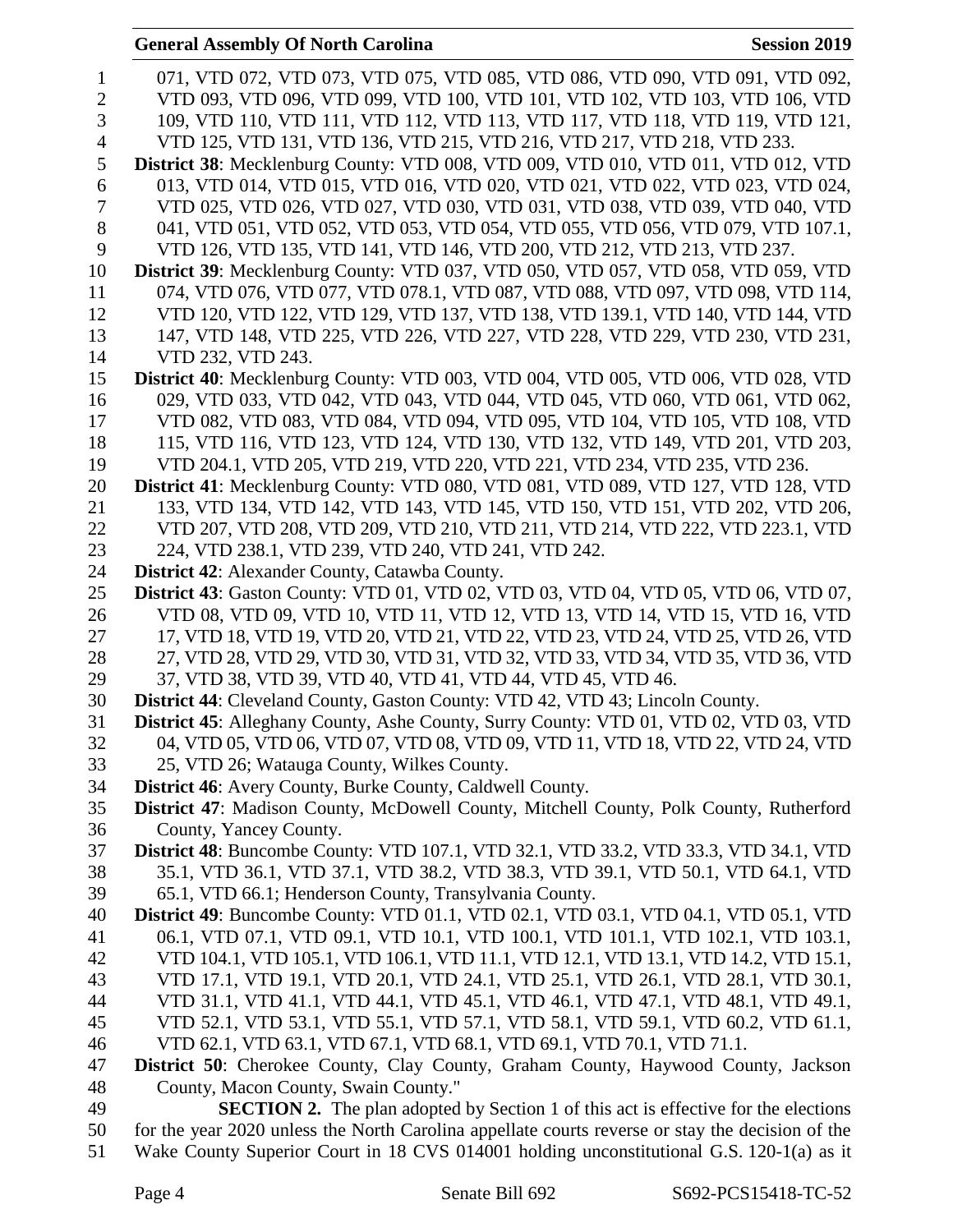071, VTD 072, VTD 073, VTD 075, VTD 085, VTD 086, VTD 090, VTD 091, VTD 092, VTD 093, VTD 096, VTD 099, VTD 100, VTD 101, VTD 102, VTD 103, VTD 106, VTD 109, VTD 110, VTD 111, VTD 112, VTD 113, VTD 117, VTD 118, VTD 119, VTD 121, VTD 125, VTD 131, VTD 136, VTD 215, VTD 216, VTD 217, VTD 218, VTD 233.

**District 38**: Mecklenburg County: VTD 008, VTD 009, VTD 010, VTD 011, VTD 012, VTD 013, VTD 014, VTD 015, VTD 016, VTD 020, VTD 021, VTD 022, VTD 023, VTD 024, VTD 025, VTD 026, VTD 027, VTD 030, VTD 031, VTD 038, VTD 039, VTD 040, VTD 041, VTD 051, VTD 052, VTD 053, VTD 054, VTD 055, VTD 056, VTD 079, VTD 107.1, VTD 126, VTD 135, VTD 141, VTD 146, VTD 200, VTD 212, VTD 213, VTD 237.

**District 39**: Mecklenburg County: VTD 037, VTD 050, VTD 057, VTD 058, VTD 059, VTD 074, VTD 076, VTD 077, VTD 078.1, VTD 087, VTD 088, VTD 097, VTD 098, VTD 114, VTD 120, VTD 122, VTD 129, VTD 137, VTD 138, VTD 139.1, VTD 140, VTD 144, VTD 147, VTD 148, VTD 225, VTD 226, VTD 227, VTD 228, VTD 229, VTD 230, VTD 231, VTD 232, VTD 243.

**District 40**: Mecklenburg County: VTD 003, VTD 004, VTD 005, VTD 006, VTD 028, VTD 029, VTD 033, VTD 042, VTD 043, VTD 044, VTD 045, VTD 060, VTD 061, VTD 062, VTD 082, VTD 083, VTD 084, VTD 094, VTD 095, VTD 104, VTD 105, VTD 108, VTD 115, VTD 116, VTD 123, VTD 124, VTD 130, VTD 132, VTD 149, VTD 201, VTD 203, VTD 204.1, VTD 205, VTD 219, VTD 220, VTD 221, VTD 234, VTD 235, VTD 236.

**District 41**: Mecklenburg County: VTD 080, VTD 081, VTD 089, VTD 127, VTD 128, VTD 133, VTD 134, VTD 142, VTD 143, VTD 145, VTD 150, VTD 151, VTD 202, VTD 206, VTD 207, VTD 208, VTD 209, VTD 210, VTD 211, VTD 214, VTD 222, VTD 223.1, VTD 224, VTD 238.1, VTD 239, VTD 240, VTD 241, VTD 242.

**District 42**: Alexander County, Catawba County.

**District 43**: Gaston County: VTD 01, VTD 02, VTD 03, VTD 04, VTD 05, VTD 06, VTD 07, VTD 08, VTD 09, VTD 10, VTD 11, VTD 12, VTD 13, VTD 14, VTD 15, VTD 16, VTD 17, VTD 18, VTD 19, VTD 20, VTD 21, VTD 22, VTD 23, VTD 24, VTD 25, VTD 26, VTD 27, VTD 28, VTD 29, VTD 30, VTD 31, VTD 32, VTD 33, VTD 34, VTD 35, VTD 36, VTD 37, VTD 38, VTD 39, VTD 40, VTD 41, VTD 44, VTD 45, VTD 46.

**District 44**: Cleveland County, Gaston County: VTD 42, VTD 43; Lincoln County.

**District 45**: Alleghany County, Ashe County, Surry County: VTD 01, VTD 02, VTD 03, VTD 04, VTD 05, VTD 06, VTD 07, VTD 08, VTD 09, VTD 11, VTD 18, VTD 22, VTD 24, VTD 25, VTD 26; Watauga County, Wilkes County.

**District 46**: Avery County, Burke County, Caldwell County.

**District 47**: Madison County, McDowell County, Mitchell County, Polk County, Rutherford County, Yancey County.

**District 48**: Buncombe County: VTD 107.1, VTD 32.1, VTD 33.2, VTD 33.3, VTD 34.1, VTD 35.1, VTD 36.1, VTD 37.1, VTD 38.2, VTD 38.3, VTD 39.1, VTD 50.1, VTD 64.1, VTD 65.1, VTD 66.1; Henderson County, Transylvania County.

**District 49**: Buncombe County: VTD 01.1, VTD 02.1, VTD 03.1, VTD 04.1, VTD 05.1, VTD 06.1, VTD 07.1, VTD 09.1, VTD 10.1, VTD 100.1, VTD 101.1, VTD 102.1, VTD 103.1, VTD 104.1, VTD 105.1, VTD 106.1, VTD 11.1, VTD 12.1, VTD 13.1, VTD 14.2, VTD 15.1, VTD 17.1, VTD 19.1, VTD 20.1, VTD 24.1, VTD 25.1, VTD 26.1, VTD 28.1, VTD 30.1, VTD 31.1, VTD 41.1, VTD 44.1, VTD 45.1, VTD 46.1, VTD 47.1, VTD 48.1, VTD 49.1, VTD 52.1, VTD 53.1, VTD 55.1, VTD 57.1, VTD 58.1, VTD 59.1, VTD 60.2, VTD 61.1, VTD 62.1, VTD 63.1, VTD 67.1, VTD 68.1, VTD 69.1, VTD 70.1, VTD 71.1.

**District 50**: Cherokee County, Clay County, Graham County, Haywood County, Jackson County, Macon County, Swain County."

**SECTION 2.** The plan adopted by Section 1 of this act is effective for the elections for the year 2020 unless the North Carolina appellate courts reverse or stay the decision of the Wake County Superior Court in 18 CVS 014001 holding unconstitutional G.S. 120-1(a) as it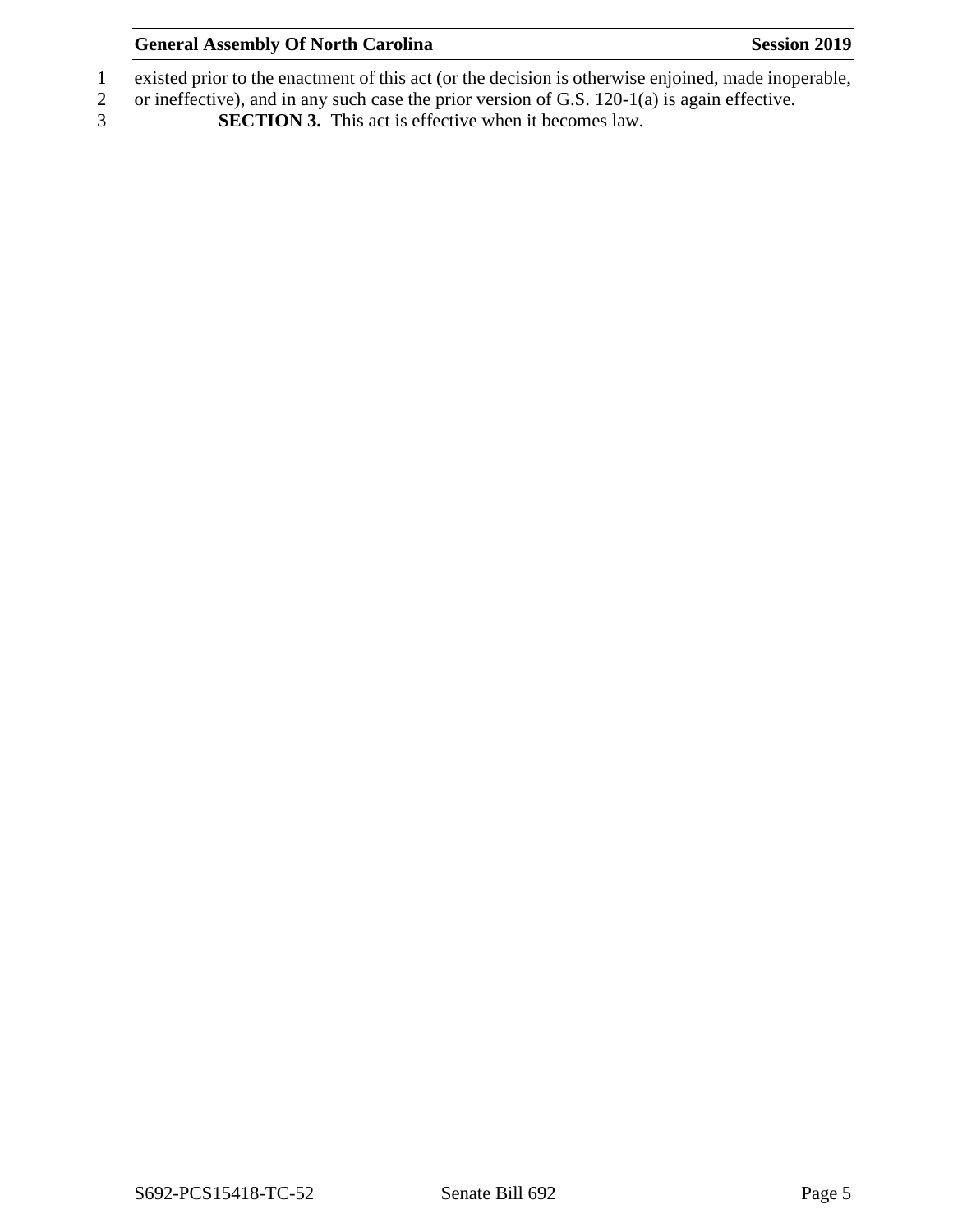existed prior to the enactment of this act (or the decision is otherwise enjoined, made inoperable, or ineffective), and in any such case the prior version of G.S. 120-1(a) is again effective.

**SECTION 3.** This act is effective when it becomes law.